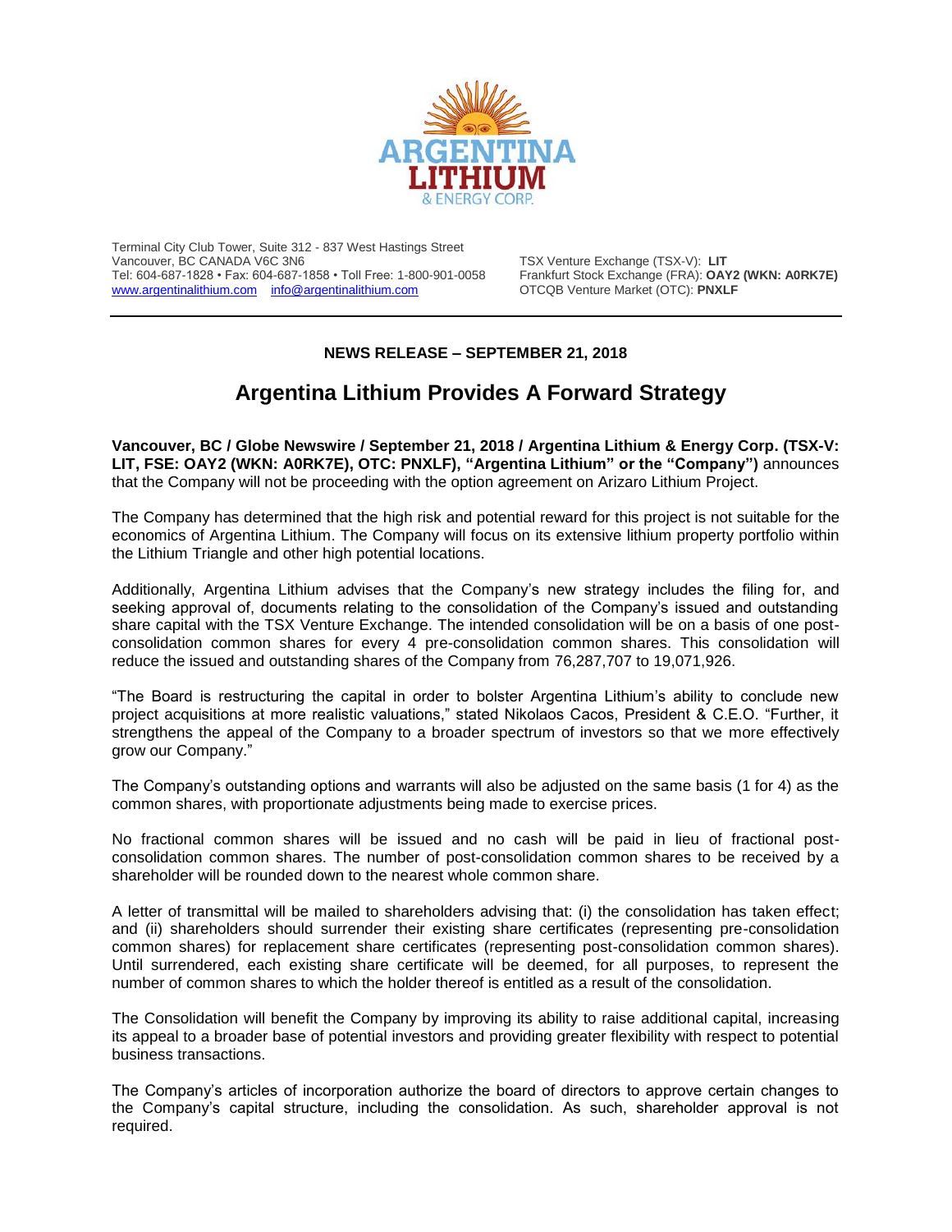**ARGENTINA LITHIUM & ENERGY CORP.**

Terminal City Club Tower, Suite 312 - 837 West Hastings Street
Vancouver, BC CANADA V6C 3N6
Tel: 604-687-1828 • Fax: 604-687-1858 • Toll Free: 1-800-901-0058
www.argentinalithium.com info@argentinalithium.com

TSX Venture Exchange (TSX-V): **LIT**
Frankfurt Stock Exchange (FRA): **OAY2 (WKN: A0RK7E)**
OTCQB Venture Market (OTC): **PNXLF**

**NEWS RELEASE – SEPTEMBER 21, 2018**

# Argentina Lithium Provides A Forward Strategy

**Vancouver, BC / Globe Newswire / September 21, 2018 / Argentina Lithium & Energy Corp. (TSX-V: LIT, FSE: OAY2 (WKN: A0RK7E), OTC: PNXLF), "Argentina Lithium" or the "Company")** announces that the Company will not be proceeding with the option agreement on Arizaro Lithium Project.

The Company has determined that the high risk and potential reward for this project is not suitable for the economics of Argentina Lithium. The Company will focus on its extensive lithium property portfolio within the Lithium Triangle and other high potential locations.

Additionally, Argentina Lithium advises that the Company's new strategy includes the filing for, and seeking approval of, documents relating to the consolidation of the Company's issued and outstanding share capital with the TSX Venture Exchange. The intended consolidation will be on a basis of one post-consolidation common shares for every 4 pre-consolidation common shares. This consolidation will reduce the issued and outstanding shares of the Company from 76,287,707 to 19,071,926.

"The Board is restructuring the capital in order to bolster Argentina Lithium's ability to conclude new project acquisitions at more realistic valuations," stated Nikolaos Cacos, President & C.E.O. "Further, it strengthens the appeal of the Company to a broader spectrum of investors so that we more effectively grow our Company."

The Company's outstanding options and warrants will also be adjusted on the same basis (1 for 4) as the common shares, with proportionate adjustments being made to exercise prices.

No fractional common shares will be issued and no cash will be paid in lieu of fractional post-consolidation common shares. The number of post-consolidation common shares to be received by a shareholder will be rounded down to the nearest whole common share.

A letter of transmittal will be mailed to shareholders advising that: (i) the consolidation has taken effect; and (ii) shareholders should surrender their existing share certificates (representing pre-consolidation common shares) for replacement share certificates (representing post-consolidation common shares). Until surrendered, each existing share certificate will be deemed, for all purposes, to represent the number of common shares to which the holder thereof is entitled as a result of the consolidation.

The Consolidation will benefit the Company by improving its ability to raise additional capital, increasing its appeal to a broader base of potential investors and providing greater flexibility with respect to potential business transactions.

The Company's articles of incorporation authorize the board of directors to approve certain changes to the Company's capital structure, including the consolidation. As such, shareholder approval is not required.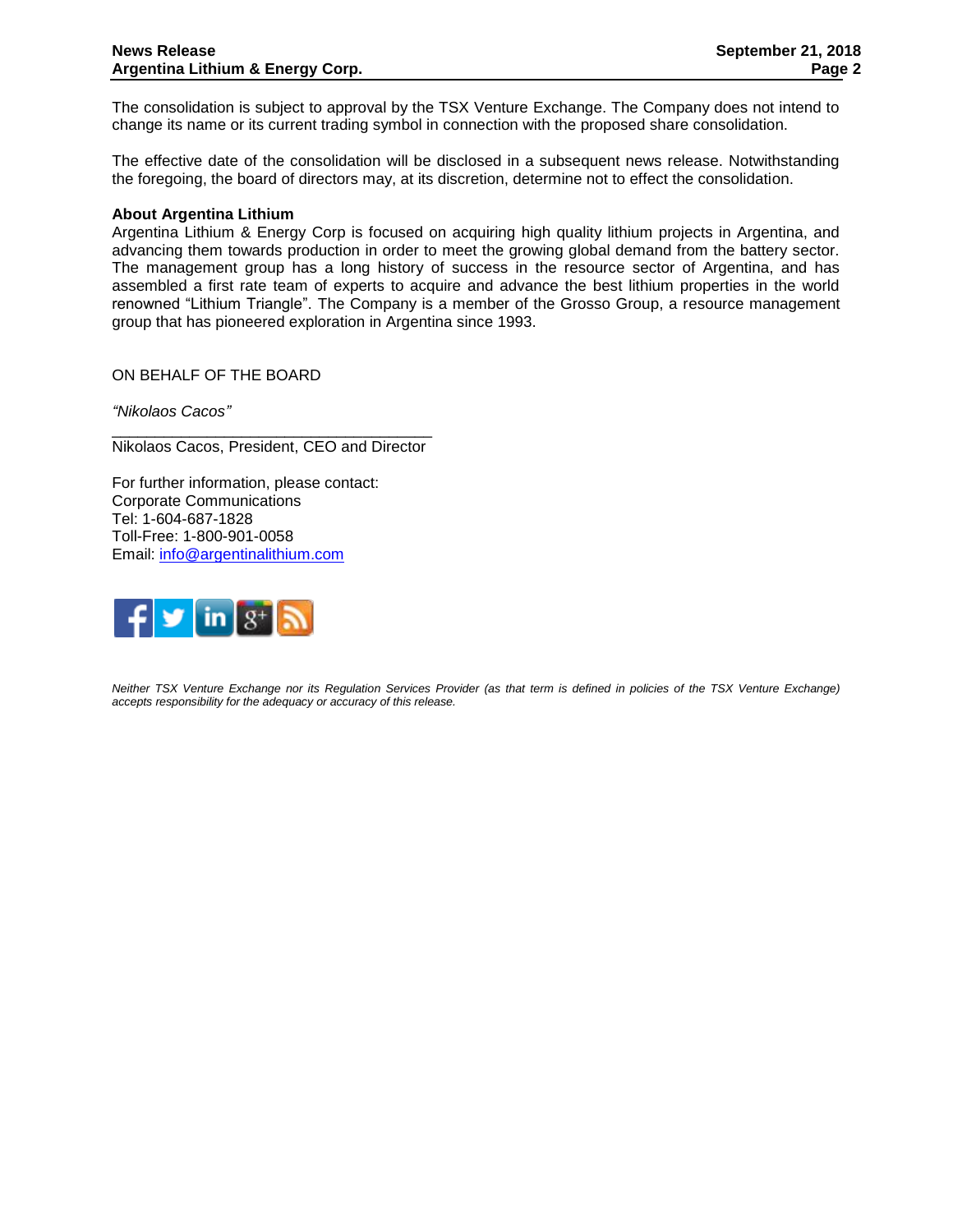The consolidation is subject to approval by the TSX Venture Exchange. The Company does not intend to change its name or its current trading symbol in connection with the proposed share consolidation.

The effective date of the consolidation will be disclosed in a subsequent news release. Notwithstanding the foregoing, the board of directors may, at its discretion, determine not to effect the consolidation.

**About Argentina Lithium**

Argentina Lithium & Energy Corp is focused on acquiring high quality lithium projects in Argentina, and advancing them towards production in order to meet the growing global demand from the battery sector. The management group has a long history of success in the resource sector of Argentina, and has assembled a first rate team of experts to acquire and advance the best lithium properties in the world renowned "Lithium Triangle". The Company is a member of the Grosso Group, a resource management group that has pioneered exploration in Argentina since 1993.

ON BEHALF OF THE BOARD

*"Nikolaos Cacos"*

\_\_\_\_\_\_\_\_\_\_\_\_\_\_\_\_\_\_\_\_\_\_\_\_\_\_\_\_\_\_\_\_\_\_\_\_

Nikolaos Cacos, President, CEO and Director

For further information, please contact:
Corporate Communications
Tel: 1-604-687-1828
Toll-Free: 1-800-901-0058
Email: info@argentinalithium.com

*Neither TSX Venture Exchange nor its Regulation Services Provider (as that term is defined in policies of the TSX Venture Exchange) accepts responsibility for the adequacy or accuracy of this release.*